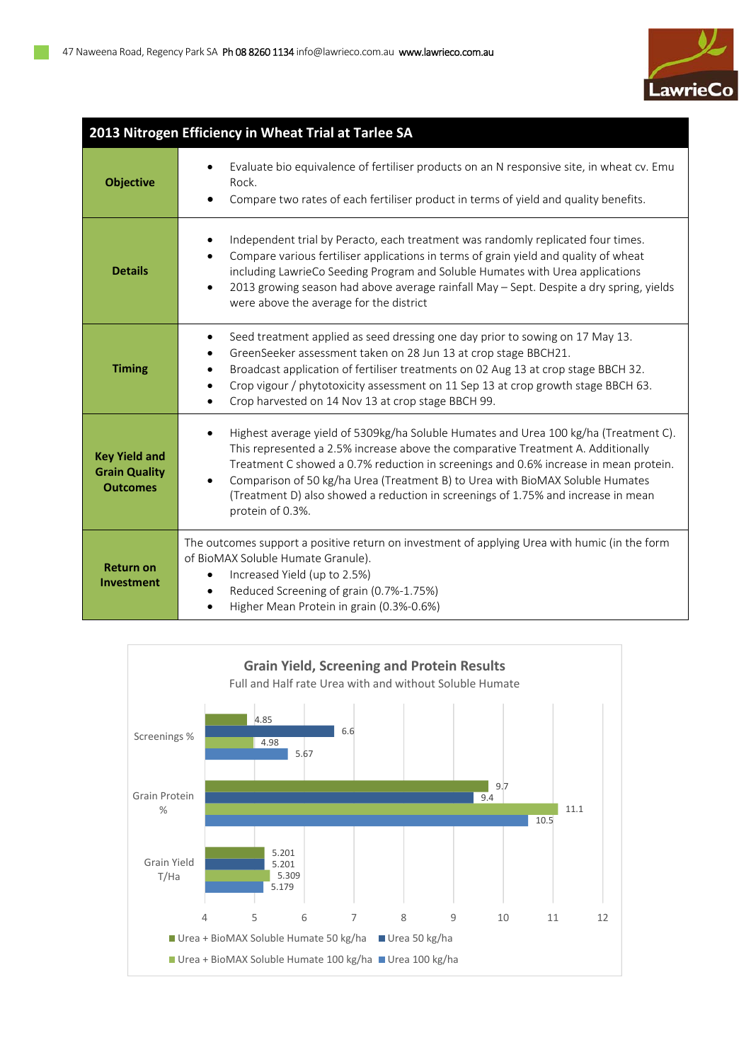47 Naweena Road, Regency Park SA **Ph 08 8260 1134** info@lawrieco.com.au **www.lawrieco.com.au**

LawrieCo

| 2013 Nitrogen Efficiency in Wheat Trial at Tarlee SA | |
|---|---|
| **Objective** | • Evaluate bio equivalence of fertiliser products on an N responsive site, in wheat cv. Emu Rock. • Compare two rates of each fertiliser product in terms of yield and quality benefits. |
| **Details** | • Independent trial by Peracto, each treatment was randomly replicated four times. • Compare various fertiliser applications in terms of grain yield and quality of wheat including LawrieCo Seeding Program and Soluble Humates with Urea applications • 2013 growing season had above average rainfall May – Sept. Despite a dry spring, yields were above the average for the district |
| **Timing** | • Seed treatment applied as seed dressing one day prior to sowing on 17 May 13. • GreenSeeker assessment taken on 28 Jun 13 at crop stage BBCH21. • Broadcast application of fertiliser treatments on 02 Aug 13 at crop stage BBCH 32. • Crop vigour / phytotoxicity assessment on 11 Sep 13 at crop growth stage BBCH 63. • Crop harvested on 14 Nov 13 at crop stage BBCH 99. |
| **Key Yield and Grain Quality Outcomes** | • Highest average yield of 5309kg/ha Soluble Humates and Urea 100 kg/ha (Treatment C). This represented a 2.5% increase above the comparative Treatment A. Additionally Treatment C showed a 0.7% reduction in screenings and 0.6% increase in mean protein. • Comparison of 50 kg/ha Urea (Treatment B) to Urea with BioMAX Soluble Humates (Treatment D) also showed a reduction in screenings of 1.75% and increase in mean protein of 0.3%. |
| **Return on Investment** | The outcomes support a positive return on investment of applying Urea with humic (in the form of BioMAX Soluble Humate Granule). • Increased Yield (up to 2.5%) • Reduced Screening of grain (0.7%-1.75%) • Higher Mean Protein in grain (0.3%-0.6%) |

**Grain Yield, Screening and Protein Results**

Full and Half rate Urea with and without Soluble Humate

| | Urea + BioMAX Soluble Humate 50 kg/ha | Urea 50 kg/ha | Urea + BioMAX Soluble Humate 100 kg/ha | Urea 100 kg/ha |
|---|---|---|---|---|
| Screenings % | 4.85 | 6.6 | 4.98 | 5.67 |
| Grain Protein % | 9.7 | 9.4 | 11.1 | 10.5 |
| Grain Yield T/Ha | 5.201 | 5.201 | 5.309 | 5.179 |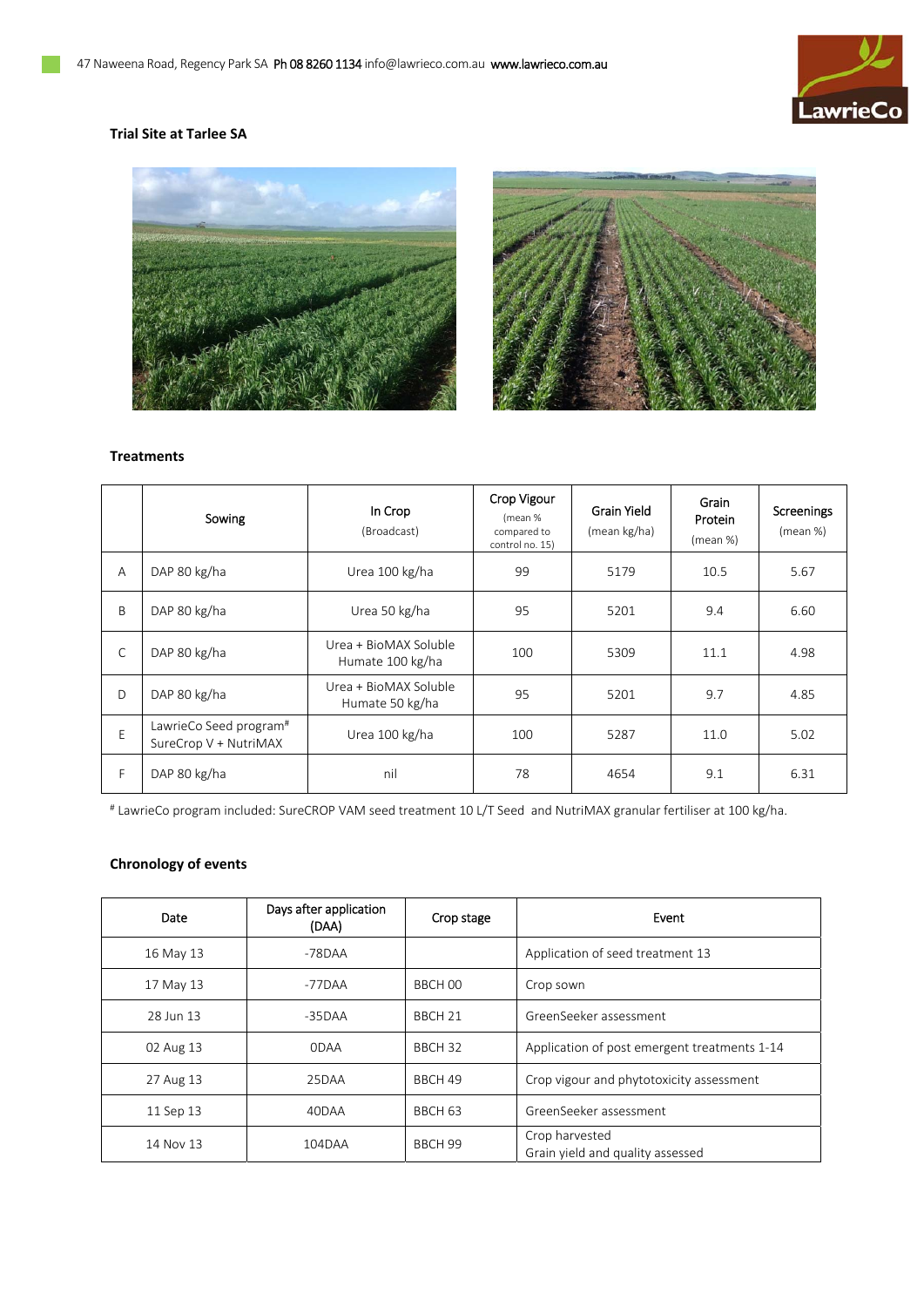**Trial Site at Tarlee SA**

**Treatments**

| | Sowing | In Crop (Broadcast) | Crop Vigour (mean % compared to control no. 15) | Grain Yield (mean kg/ha) | Grain Protein (mean %) | Screenings (mean %) |
|---|---|---|---|---|---|---|
| A | DAP 80 kg/ha | Urea 100 kg/ha | 99 | 5179 | 10.5 | 5.67 |
| B | DAP 80 kg/ha | Urea 50 kg/ha | 95 | 5201 | 9.4 | 6.60 |
| C | DAP 80 kg/ha | Urea + BioMAX Soluble Humate 100 kg/ha | 100 | 5309 | 11.1 | 4.98 |
| D | DAP 80 kg/ha | Urea + BioMAX Soluble Humate 50 kg/ha | 95 | 5201 | 9.7 | 4.85 |
| E | LawrieCo Seed program[#] SureCrop V + NutriMAX | Urea 100 kg/ha | 100 | 5287 | 11.0 | 5.02 |
| F | DAP 80 kg/ha | nil | 78 | 4654 | 9.1 | 6.31 |

[#] LawrieCo program included: SureCROP VAM seed treatment 10 L/T Seed and NutriMAX granular fertiliser at 100 kg/ha.

**Chronology of events**

| Date | Days after application (DAA) | Crop stage | Event |
|---|---|---|---|
| 16 May 13 | -78DAA | | Application of seed treatment 13 |
| 17 May 13 | -77DAA | BBCH 00 | Crop sown |
| 28 Jun 13 | -35DAA | BBCH 21 | GreenSeeker assessment |
| 02 Aug 13 | 0DAA | BBCH 32 | Application of post emergent treatments 1-14 |
| 27 Aug 13 | 25DAA | BBCH 49 | Crop vigour and phytotoxicity assessment |
| 11 Sep 13 | 40DAA | BBCH 63 | GreenSeeker assessment |
| 14 Nov 13 | 104DAA | BBCH 99 | Crop harvested<br>Grain yield and quality assessed |